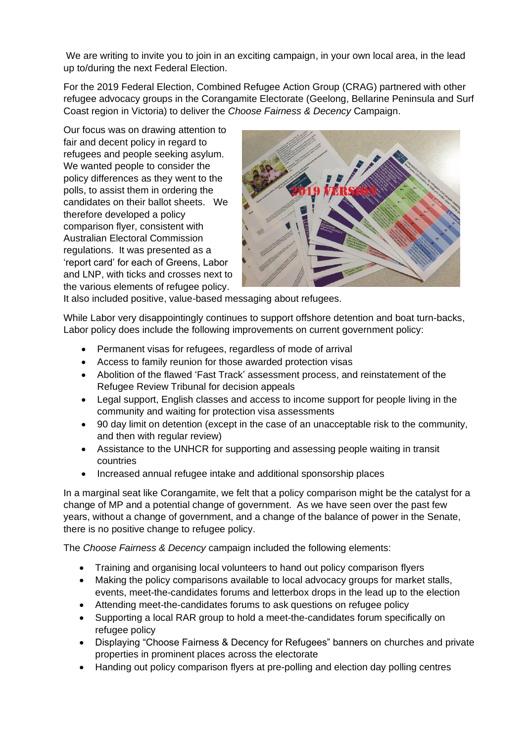We are writing to invite you to join in an exciting campaign, in your own local area, in the lead up to/during the next Federal Election.

For the 2019 Federal Election, Combined Refugee Action Group (CRAG) partnered with other refugee advocacy groups in the Corangamite Electorate (Geelong, Bellarine Peninsula and Surf Coast region in Victoria) to deliver the *Choose Fairness & Decency* Campaign.

Our focus was on drawing attention to fair and decent policy in regard to refugees and people seeking asylum. We wanted people to consider the policy differences as they went to the polls, to assist them in ordering the candidates on their ballot sheets. We therefore developed a policy comparison flyer, consistent with Australian Electoral Commission regulations. It was presented as a 'report card' for each of Greens, Labor and LNP, with ticks and crosses next to the various elements of refugee policy. It also included positive, value-based messaging about refugees.

While Labor very disappointingly continues to support offshore detention and boat turn-backs, Labor policy does include the following improvements on current government policy:

- Permanent visas for refugees, regardless of mode of arrival
- Access to family reunion for those awarded protection visas
- Abolition of the flawed 'Fast Track' assessment process, and reinstatement of the Refugee Review Tribunal for decision appeals
- Legal support, English classes and access to income support for people living in the community and waiting for protection visa assessments
- 90 day limit on detention (except in the case of an unacceptable risk to the community, and then with regular review)
- Assistance to the UNHCR for supporting and assessing people waiting in transit countries
- Increased annual refugee intake and additional sponsorship places

In a marginal seat like Corangamite, we felt that a policy comparison might be the catalyst for a change of MP and a potential change of government. As we have seen over the past few years, without a change of government, and a change of the balance of power in the Senate, there is no positive change to refugee policy.

The *Choose Fairness & Decency* campaign included the following elements:

- Training and organising local volunteers to hand out policy comparison flyers
- Making the policy comparisons available to local advocacy groups for market stalls, events, meet-the-candidates forums and letterbox drops in the lead up to the election
- Attending meet-the-candidates forums to ask questions on refugee policy
- Supporting a local RAR group to hold a meet-the-candidates forum specifically on refugee policy
- Displaying "Choose Fairness & Decency for Refugees" banners on churches and private properties in prominent places across the electorate
- Handing out policy comparison flyers at pre-polling and election day polling centres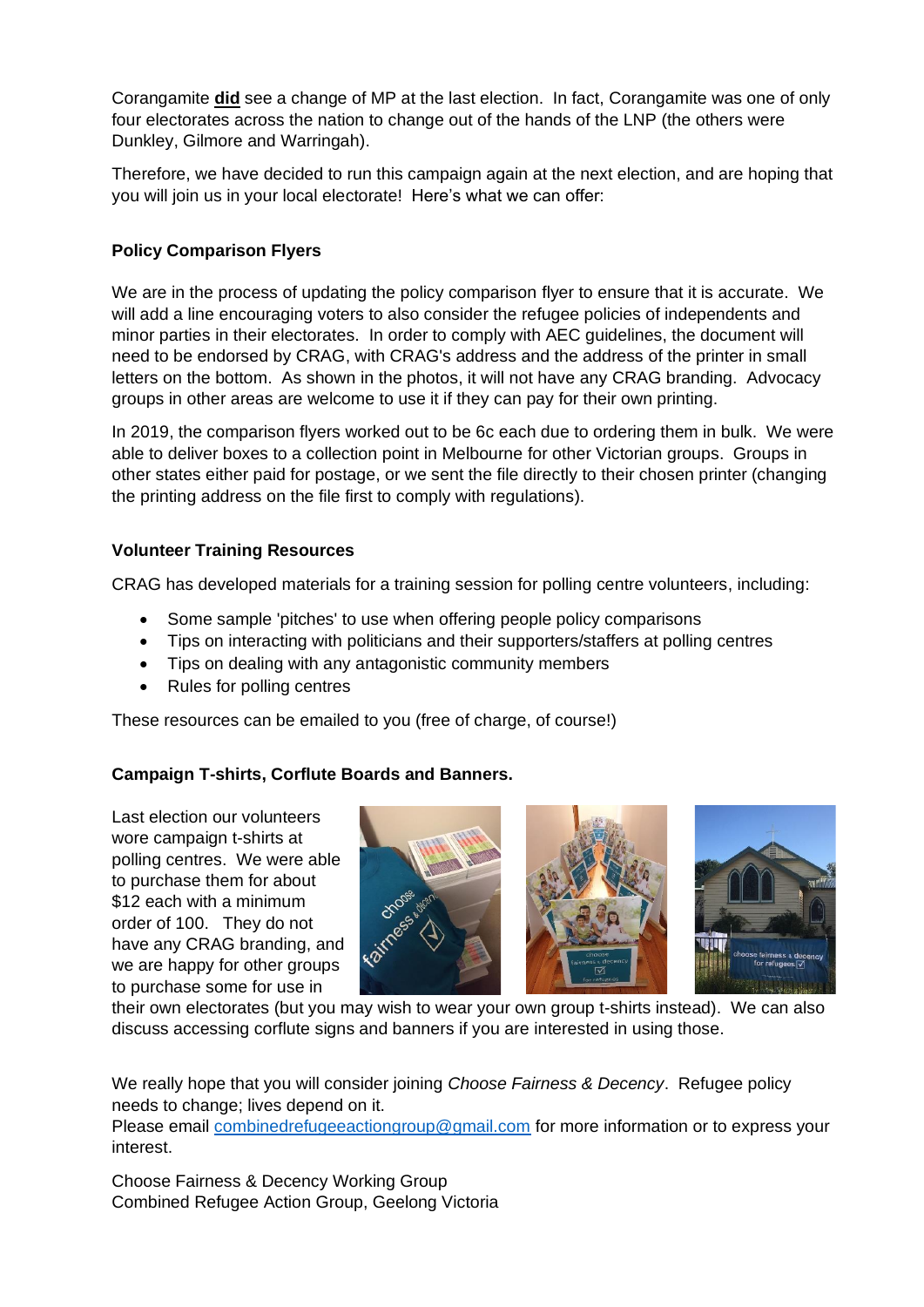Corangamite **did** see a change of MP at the last election. In fact, Corangamite was one of only four electorates across the nation to change out of the hands of the LNP (the others were Dunkley, Gilmore and Warringah).

Therefore, we have decided to run this campaign again at the next election, and are hoping that you will join us in your local electorate! Here's what we can offer:

**Policy Comparison Flyers**

We are in the process of updating the policy comparison flyer to ensure that it is accurate. We will add a line encouraging voters to also consider the refugee policies of independents and minor parties in their electorates. In order to comply with AEC guidelines, the document will need to be endorsed by CRAG, with CRAG's address and the address of the printer in small letters on the bottom. As shown in the photos, it will not have any CRAG branding. Advocacy groups in other areas are welcome to use it if they can pay for their own printing.

In 2019, the comparison flyers worked out to be 6c each due to ordering them in bulk. We were able to deliver boxes to a collection point in Melbourne for other Victorian groups. Groups in other states either paid for postage, or we sent the file directly to their chosen printer (changing the printing address on the file first to comply with regulations).

**Volunteer Training Resources**

CRAG has developed materials for a training session for polling centre volunteers, including:

- Some sample 'pitches' to use when offering people policy comparisons
- Tips on interacting with politicians and their supporters/staffers at polling centres
- Tips on dealing with any antagonistic community members
- Rules for polling centres

These resources can be emailed to you (free of charge, of course!)

**Campaign T-shirts, Corflute Boards and Banners.**

Last election our volunteers wore campaign t-shirts at polling centres. We were able to purchase them for about $12 each with a minimum order of 100. They do not have any CRAG branding, and we are happy for other groups to purchase some for use in their own electorates (but you may wish to wear your own group t-shirts instead). We can also discuss accessing corflute signs and banners if you are interested in using those.

We really hope that you will consider joining *Choose Fairness & Decency*. Refugee policy needs to change; lives depend on it.
Please email combinedrefugeeactiongroup@gmail.com for more information or to express your interest.

Choose Fairness & Decency Working Group
Combined Refugee Action Group, Geelong Victoria